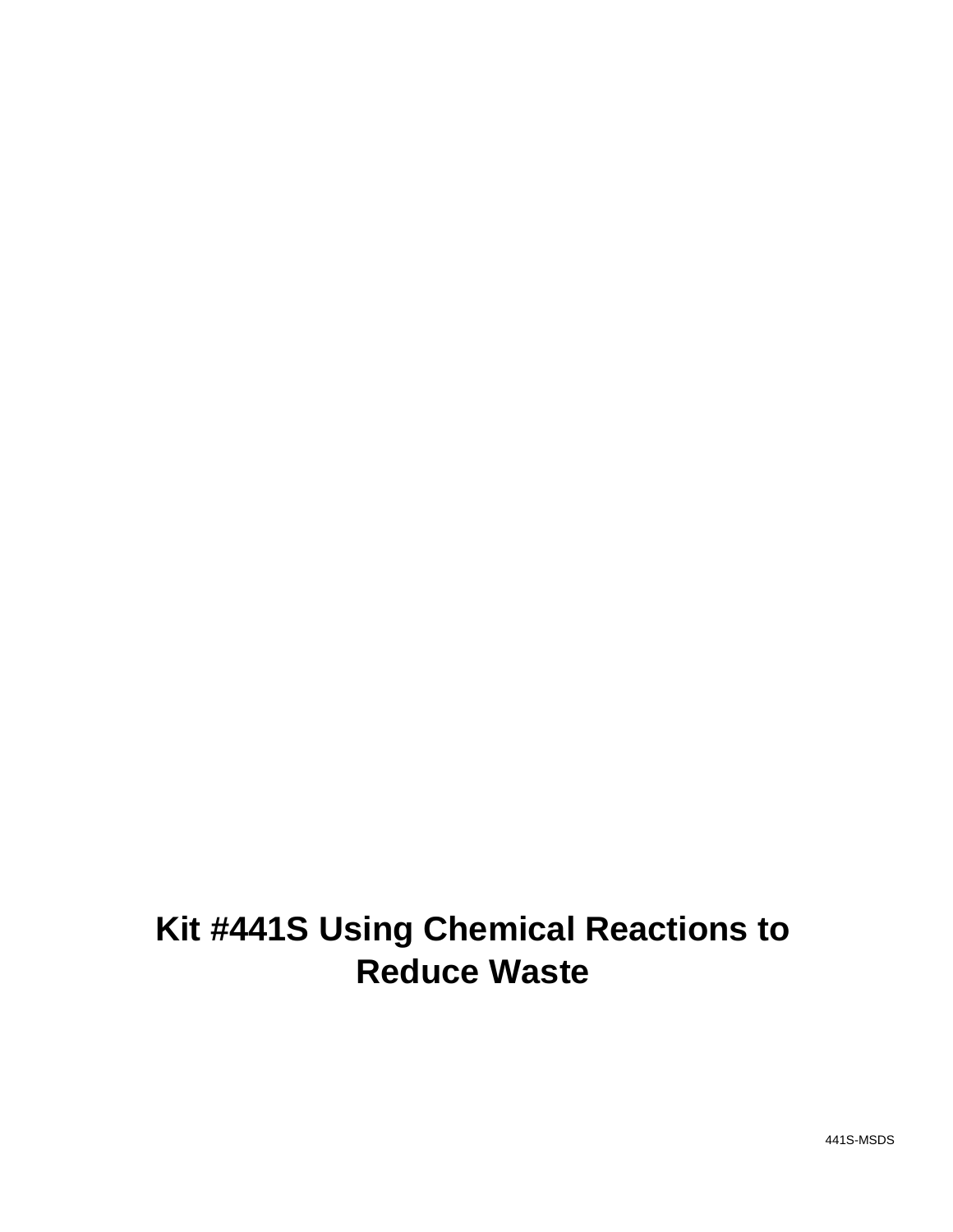# Kit #441S Using Chemical Reactions to Reduce Waste

441S-MSDS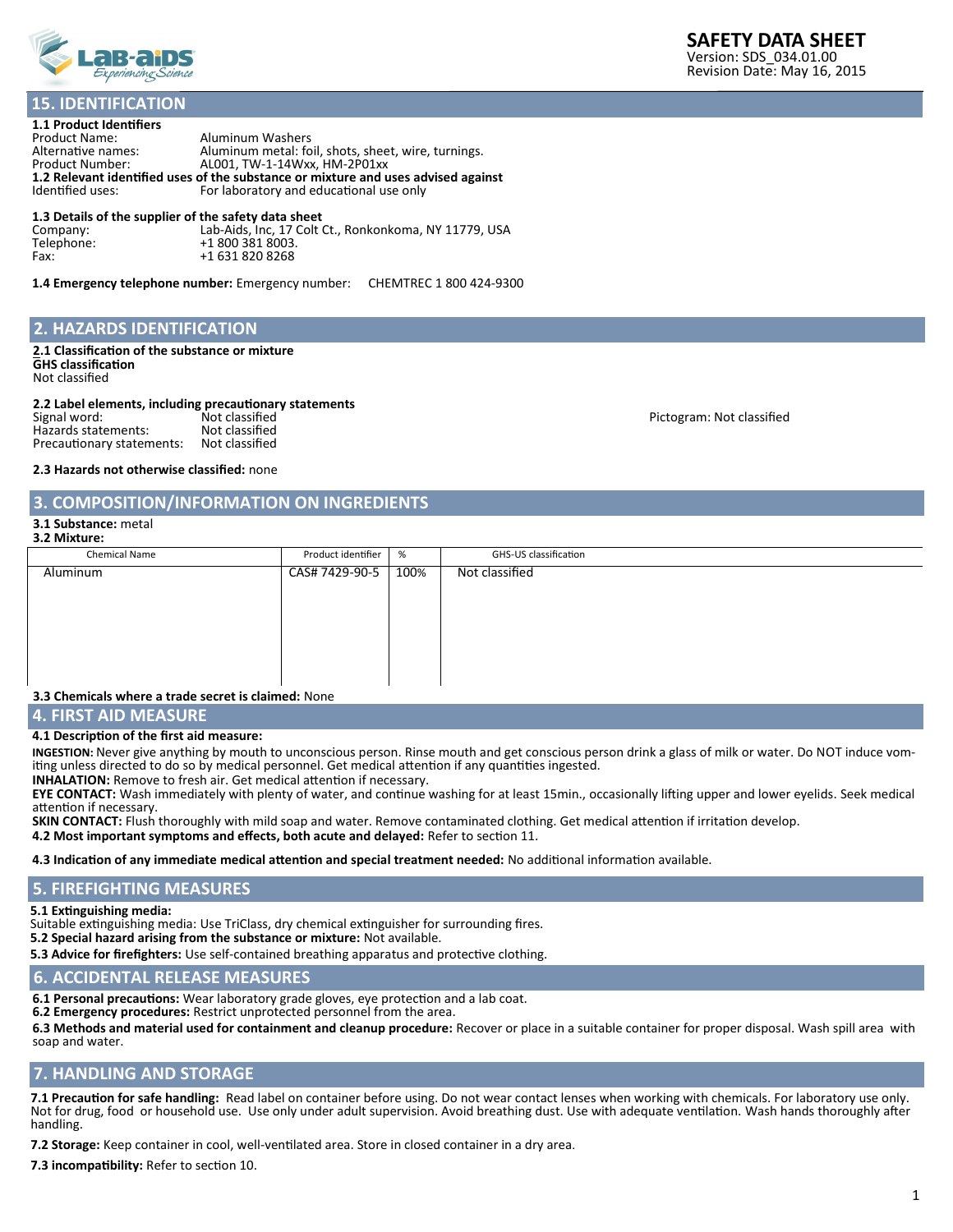# SAFETY DATA SHEET

Version: SDS_034.01.00
Revision Date: May 16, 2015

## 15. IDENTIFICATION

**1.1 Product Identifiers**

Product Name: Aluminum Washers
Alternative names: Aluminum metal: foil, shots, sheet, wire, turnings.
Product Number: AL001, TW-1-14Wxx, HM-2P01xx

**1.2 Relevant identified uses of the substance or mixture and uses advised against**

Identified uses: For laboratory and educational use only

**1.3 Details of the supplier of the safety data sheet**

Company: Lab-Aids, Inc, 17 Colt Ct., Ronkonkoma, NY 11779, USA
Telephone: +1 800 381 8003.
Fax: +1 631 820 8268

**1.4 Emergency telephone number:** Emergency number: CHEMTREC 1 800 424-9300

## 2. HAZARDS IDENTIFICATION

**2.1 Classification of the substance or mixture**
**GHS classification**
Not classified

**2.2 Label elements, including precautionary statements**

Signal word: Not classified
Hazards statements: Not classified
Precautionary statements: Not classified

Pictogram: Not classified

**2.3 Hazards not otherwise classified:** none

## 3. COMPOSITION/INFORMATION ON INGREDIENTS

**3.1 Substance:** metal
**3.2 Mixture:**

| Chemical Name | Product identifier | % | GHS-US classification |
|---|---|---|---|
| Aluminum | CAS# 7429-90-5 | 100% | Not classified |

**3.3 Chemicals where a trade secret is claimed:** None

## 4. FIRST AID MEASURE

**4.1 Description of the first aid measure:**

**INGESTION:** Never give anything by mouth to unconscious person. Rinse mouth and get conscious person drink a glass of milk or water. Do NOT induce vomiting unless directed to do so by medical personnel. Get medical attention if any quantities ingested.
**INHALATION:** Remove to fresh air. Get medical attention if necessary.
**EYE CONTACT:** Wash immediately with plenty of water, and continue washing for at least 15min., occasionally lifting upper and lower eyelids. Seek medical attention if necessary.
**SKIN CONTACT:** Flush thoroughly with mild soap and water. Remove contaminated clothing. Get medical attention if irritation develop.
**4.2 Most important symptoms and effects, both acute and delayed:** Refer to section 11.

**4.3 Indication of any immediate medical attention and special treatment needed:** No additional information available.

## 5. FIREFIGHTING MEASURES

**5.1 Extinguishing media:**
Suitable extinguishing media: Use TriClass, dry chemical extinguisher for surrounding fires.
**5.2 Special hazard arising from the substance or mixture:** Not available.
**5.3 Advice for firefighters:** Use self-contained breathing apparatus and protective clothing.

## 6. ACCIDENTAL RELEASE MEASURES

**6.1 Personal precautions:** Wear laboratory grade gloves, eye protection and a lab coat.
**6.2 Emergency procedures:** Restrict unprotected personnel from the area.
**6.3 Methods and material used for containment and cleanup procedure:** Recover or place in a suitable container for proper disposal. Wash spill area with soap and water.

## 7. HANDLING AND STORAGE

**7.1 Precaution for safe handling:** Read label on container before using. Do not wear contact lenses when working with chemicals. For laboratory use only. Not for drug, food or household use. Use only under adult supervision. Avoid breathing dust. Use with adequate ventilation. Wash hands thoroughly after handling.

**7.2 Storage:** Keep container in cool, well-ventilated area. Store in closed container in a dry area.

**7.3 incompatibility:** Refer to section 10.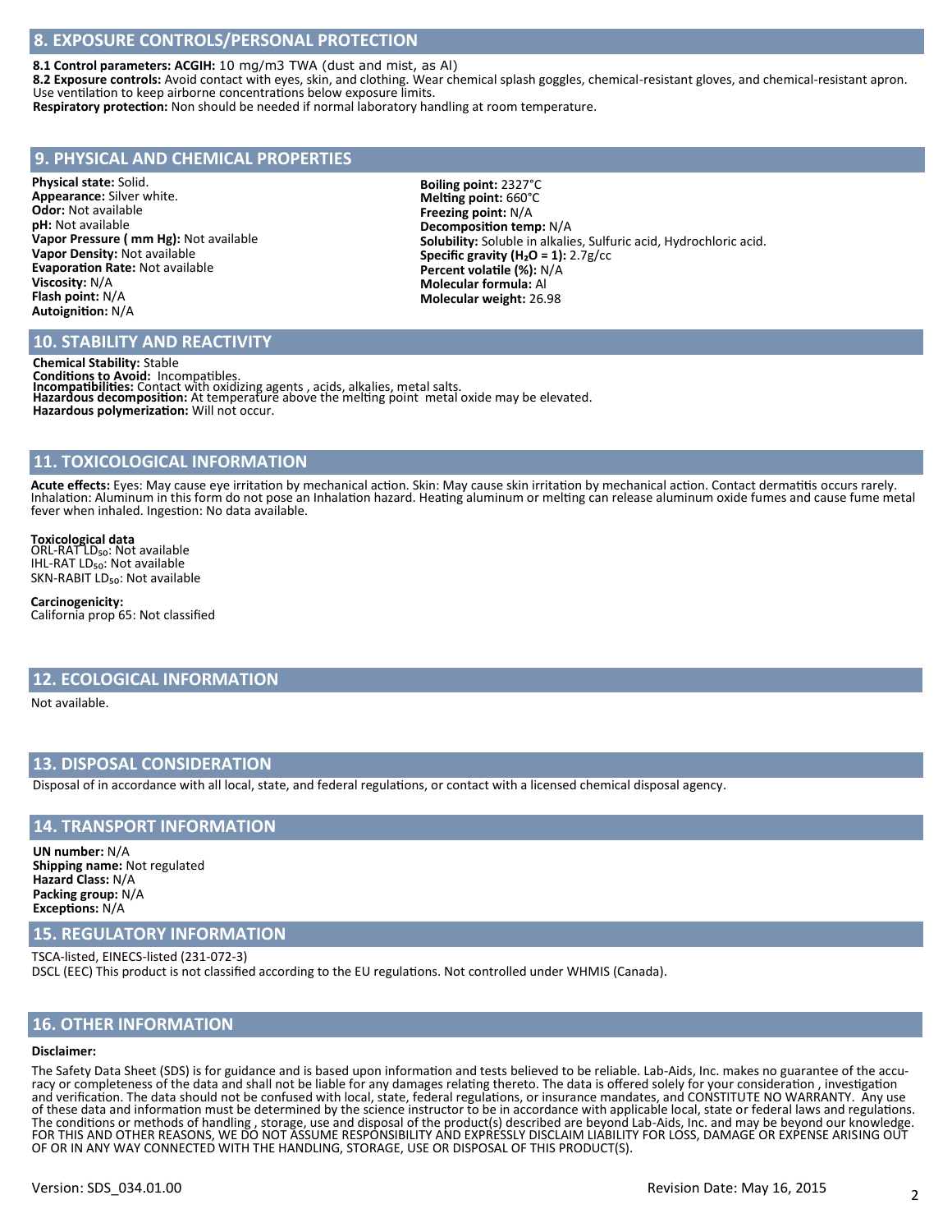## 8. EXPOSURE CONTROLS/PERSONAL PROTECTION

**8.1 Control parameters: ACGIH:** 10 mg/m3 TWA (dust and mist, as Al)
**8.2 Exposure controls:** Avoid contact with eyes, skin, and clothing. Wear chemical splash goggles, chemical-resistant gloves, and chemical-resistant apron. Use ventilation to keep airborne concentrations below exposure limits.
**Respiratory protection:** Non should be needed if normal laboratory handling at room temperature.

## 9. PHYSICAL AND CHEMICAL PROPERTIES

**Physical state:** Solid.
**Appearance:** Silver white.
**Odor:** Not available
**pH:** Not available
**Vapor Pressure ( mm Hg):** Not available
**Vapor Density:** Not available
**Evaporation Rate:** Not available
**Viscosity:** N/A
**Flash point:** N/A
**Autoignition:** N/A
**Boiling point:** 2327°C
**Melting point:** 660°C
**Freezing point:** N/A
**Decomposition temp:** N/A
**Solubility:** Soluble in alkalies, Sulfuric acid, Hydrochloric acid.
**Specific gravity ($H_2O$ = 1):** 2.7g/cc
**Percent volatile (%):** N/A
**Molecular formula:** Al
**Molecular weight:** 26.98

## 10. STABILITY AND REACTIVITY

**Chemical Stability:** Stable
**Conditions to Avoid:** Incompatibles.
**Incompatibilities:** Contact with oxidizing agents , acids, alkalies, metal salts.
**Hazardous decomposition:** At temperature above the melting point metal oxide may be elevated.
**Hazardous polymerization:** Will not occur.

## 11. TOXICOLOGICAL INFORMATION

**Acute effects:** Eyes: May cause eye irritation by mechanical action. Skin: May cause skin irritation by mechanical action. Contact dermatitis occurs rarely. Inhalation: Aluminum in this form do not pose an Inhalation hazard. Heating aluminum or melting can release aluminum oxide fumes and cause fume metal fever when inhaled. Ingestion: No data available.

**Toxicological data**
ORL-RAT $LD_{50}$: Not available
IHL-RAT $LD_{50}$: Not available
SKN-RABIT $LD_{50}$: Not available

**Carcinogenicity:**
California prop 65: Not classified

## 12. ECOLOGICAL INFORMATION

Not available.

## 13. DISPOSAL CONSIDERATION

Disposal of in accordance with all local, state, and federal regulations, or contact with a licensed chemical disposal agency.

## 14. TRANSPORT INFORMATION

**UN number:** N/A
**Shipping name:** Not regulated
**Hazard Class:** N/A
**Packing group:** N/A
**Exceptions:** N/A

## 15. REGULATORY INFORMATION

TSCA-listed, EINECS-listed (231-072-3)
DSCL (EEC) This product is not classified according to the EU regulations. Not controlled under WHMIS (Canada).

## 16. OTHER INFORMATION

**Disclaimer:**

The Safety Data Sheet (SDS) is for guidance and is based upon information and tests believed to be reliable. Lab-Aids, Inc. makes no guarantee of the accuracy or completeness of the data and shall not be liable for any damages relating thereto. The data is offered solely for your consideration , investigation and verification. The data should not be confused with local, state, federal regulations, or insurance mandates, and CONSTITUTE NO WARRANTY. Any use of these data and information must be determined by the science instructor to be in accordance with applicable local, state or federal laws and regulations. The conditions or methods of handling , storage, use and disposal of the product(s) described are beyond Lab-Aids, Inc. and may be beyond our knowledge. FOR THIS AND OTHER REASONS, WE DO NOT ASSUME RESPONSIBILITY AND EXPRESSLY DISCLAIM LIABILITY FOR LOSS, DAMAGE OR EXPENSE ARISING OUT OF OR IN ANY WAY CONNECTED WITH THE HANDLING, STORAGE, USE OR DISPOSAL OF THIS PRODUCT(S).

Version: SDS_034.01.00 Revision Date: May 16, 2015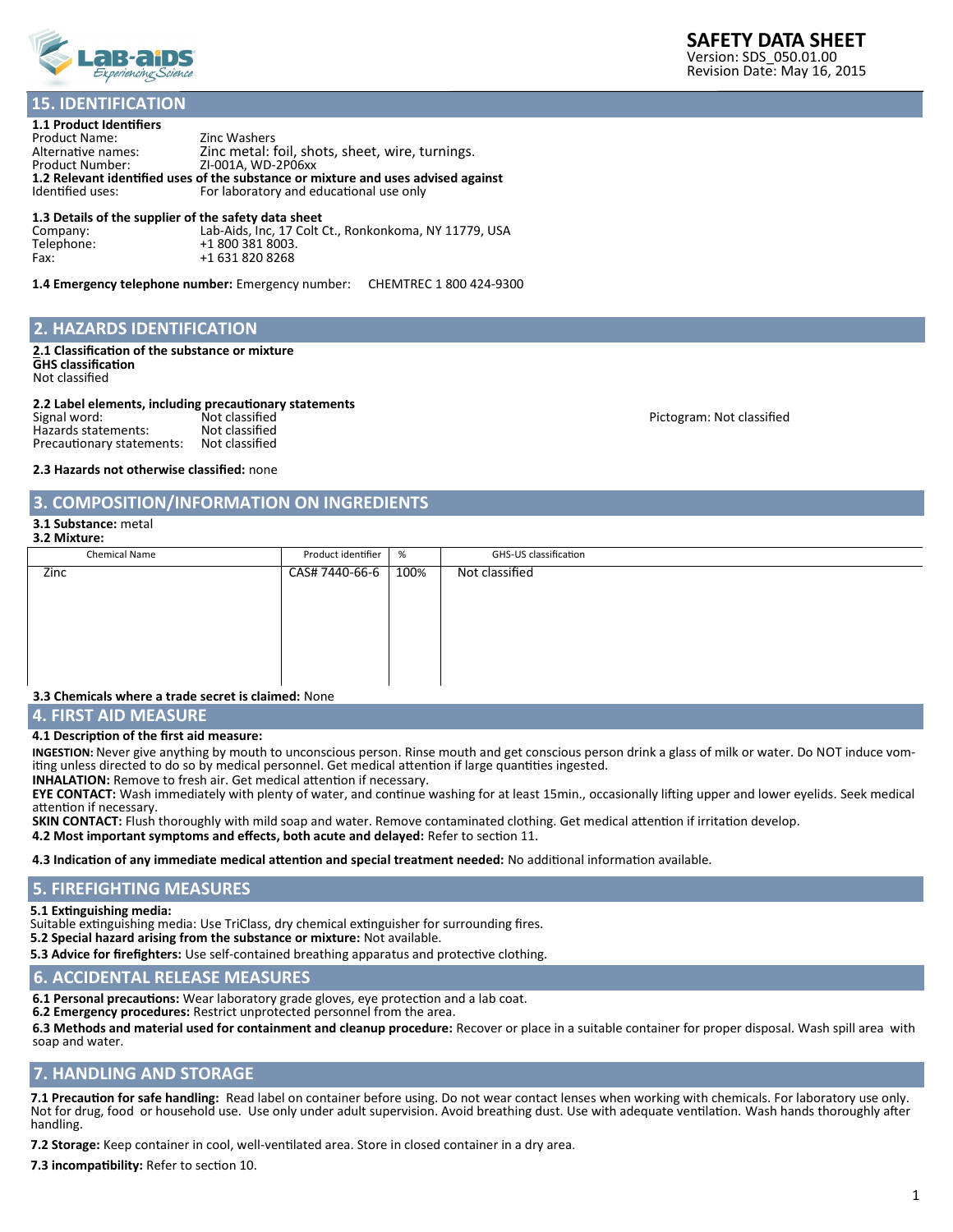# SAFETY DATA SHEET

Version: SDS_050.01.00
Revision Date: May 16, 2015

## 15. IDENTIFICATION

**1.1 Product Identifiers**

Product Name: Zinc Washers
Alternative names: Zinc metal: foil, shots, sheet, wire, turnings.
Product Number: ZI-001A, WD-2P06xx

**1.2 Relevant identified uses of the substance or mixture and uses advised against**

Identified uses: For laboratory and educational use only

**1.3 Details of the supplier of the safety data sheet**

Company: Lab-Aids, Inc, 17 Colt Ct., Ronkonkoma, NY 11779, USA
Telephone: +1 800 381 8003.
Fax: +1 631 820 8268

**1.4 Emergency telephone number:** Emergency number: CHEMTREC 1 800 424-9300

## 2. HAZARDS IDENTIFICATION

**2.1 Classification of the substance or mixture**
**GHS classification**
Not classified

**2.2 Label elements, including precautionary statements**

Signal word: Not classified
Hazards statements: Not classified
Precautionary statements: Not classified

Pictogram: Not classified

**2.3 Hazards not otherwise classified:** none

## 3. COMPOSITION/INFORMATION ON INGREDIENTS

**3.1 Substance:** metal
**3.2 Mixture:**

| Chemical Name | Product identifier | % | GHS-US classification |
|---|---|---|---|
| Zinc | CAS# 7440-66-6 | 100% | Not classified |

**3.3 Chemicals where a trade secret is claimed:** None

## 4. FIRST AID MEASURE

**4.1 Description of the first aid measure:**

**INGESTION:** Never give anything by mouth to unconscious person. Rinse mouth and get conscious person drink a glass of milk or water. Do NOT induce vomiting unless directed to do so by medical personnel. Get medical attention if large quantities ingested.
**INHALATION:** Remove to fresh air. Get medical attention if necessary.
**EYE CONTACT:** Wash immediately with plenty of water, and continue washing for at least 15min., occasionally lifting upper and lower eyelids. Seek medical attention if necessary.
**SKIN CONTACT:** Flush thoroughly with mild soap and water. Remove contaminated clothing. Get medical attention if irritation develop.
**4.2 Most important symptoms and effects, both acute and delayed:** Refer to section 11.

**4.3 Indication of any immediate medical attention and special treatment needed:** No additional information available.

## 5. FIREFIGHTING MEASURES

**5.1 Extinguishing media:**
Suitable extinguishing media: Use TriClass, dry chemical extinguisher for surrounding fires.
**5.2 Special hazard arising from the substance or mixture:** Not available.
**5.3 Advice for firefighters:** Use self-contained breathing apparatus and protective clothing.

## 6. ACCIDENTAL RELEASE MEASURES

**6.1 Personal precautions:** Wear laboratory grade gloves, eye protection and a lab coat.
**6.2 Emergency procedures:** Restrict unprotected personnel from the area.
**6.3 Methods and material used for containment and cleanup procedure:** Recover or place in a suitable container for proper disposal. Wash spill area with soap and water.

## 7. HANDLING AND STORAGE

**7.1 Precaution for safe handling:** Read label on container before using. Do not wear contact lenses when working with chemicals. For laboratory use only. Not for drug, food or household use. Use only under adult supervision. Avoid breathing dust. Use with adequate ventilation. Wash hands thoroughly after handling.

**7.2 Storage:** Keep container in cool, well-ventilated area. Store in closed container in a dry area.

**7.3 incompatibility:** Refer to section 10.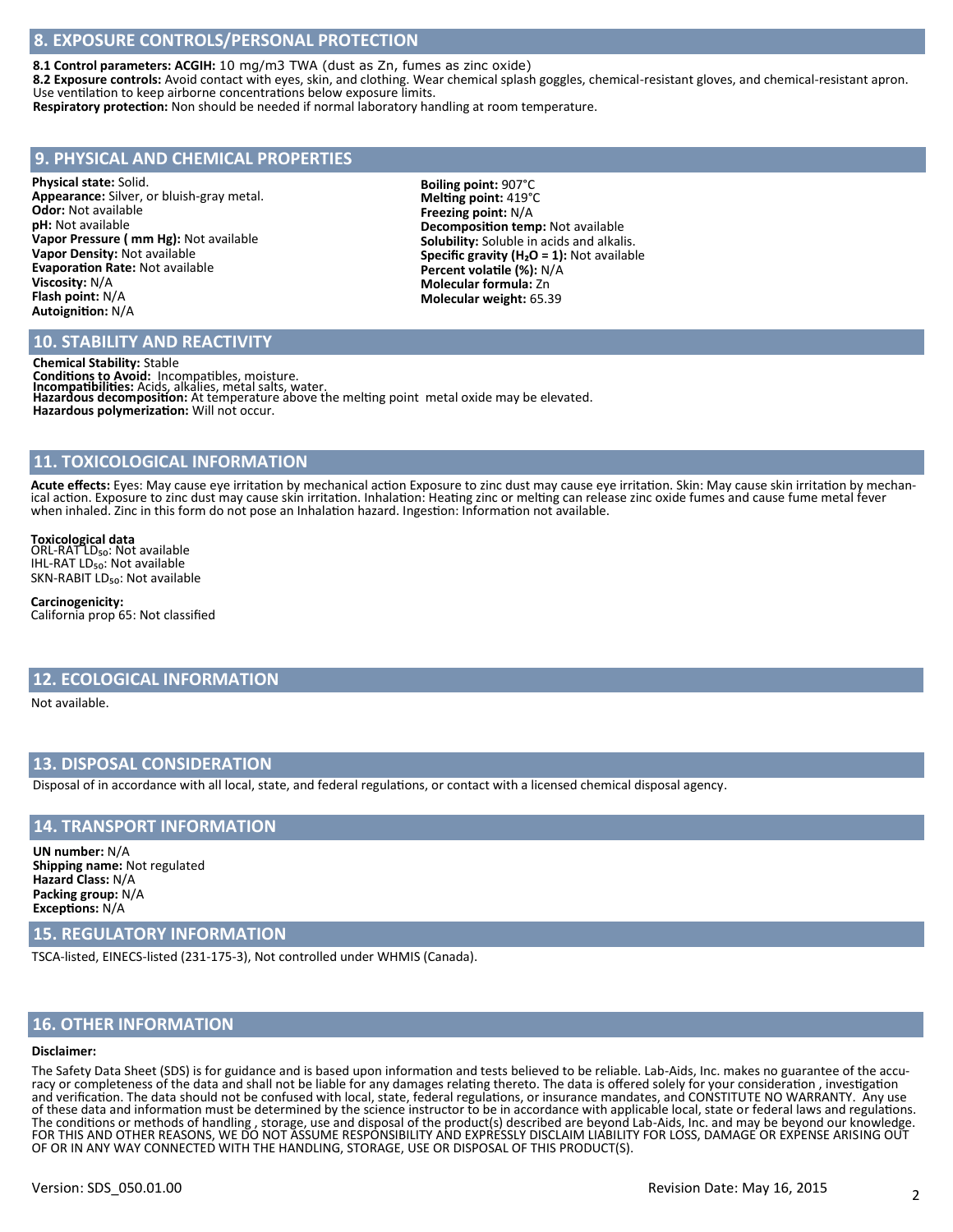## 8. EXPOSURE CONTROLS/PERSONAL PROTECTION

**8.1 Control parameters: ACGIH:** 10 mg/m3 TWA (dust as Zn, fumes as zinc oxide)
**8.2 Exposure controls:** Avoid contact with eyes, skin, and clothing. Wear chemical splash goggles, chemical-resistant gloves, and chemical-resistant apron. Use ventilation to keep airborne concentrations below exposure limits.
**Respiratory protection:** Non should be needed if normal laboratory handling at room temperature.

## 9. PHYSICAL AND CHEMICAL PROPERTIES

**Physical state:** Solid.
**Appearance:** Silver, or bluish-gray metal.
**Odor:** Not available
**pH:** Not available
**Vapor Pressure ( mm Hg):** Not available
**Vapor Density:** Not available
**Evaporation Rate:** Not available
**Viscosity:** N/A
**Flash point:** N/A
**Autoignition:** N/A
**Boiling point:** 907°C
**Melting point:** 419°C
**Freezing point:** N/A
**Decomposition temp:** Not available
**Solubility:** Soluble in acids and alkalis.
**Specific gravity ($H_2O$ = 1):** Not available
**Percent volatile (%):** N/A
**Molecular formula:** Zn
**Molecular weight:** 65.39

## 10. STABILITY AND REACTIVITY

**Chemical Stability:** Stable
**Conditions to Avoid:** Incompatibles, moisture.
**Incompatibilities:** Acids, alkalies, metal salts, water.
**Hazardous decomposition:** At temperature above the melting point metal oxide may be elevated.
**Hazardous polymerization:** Will not occur.

## 11. TOXICOLOGICAL INFORMATION

**Acute effects:** Eyes: May cause eye irritation by mechanical action Exposure to zinc dust may cause eye irritation. Skin: May cause skin irritation by mechanical action. Exposure to zinc dust may cause skin irritation. Inhalation: Heating zinc or melting can release zinc oxide fumes and cause fume metal fever when inhaled. Zinc in this form do not pose an Inhalation hazard. Ingestion: Information not available.

**Toxicological data**
ORL-RAT $LD_{50}$: Not available
IHL-RAT $LD_{50}$: Not available
SKN-RABIT $LD_{50}$: Not available

**Carcinogenicity:**
California prop 65: Not classified

## 12. ECOLOGICAL INFORMATION

Not available.

## 13. DISPOSAL CONSIDERATION

Disposal of in accordance with all local, state, and federal regulations, or contact with a licensed chemical disposal agency.

## 14. TRANSPORT INFORMATION

**UN number:** N/A
**Shipping name:** Not regulated
**Hazard Class:** N/A
**Packing group:** N/A
**Exceptions:** N/A

## 15. REGULATORY INFORMATION

TSCA-listed, EINECS-listed (231-175-3), Not controlled under WHMIS (Canada).

## 16. OTHER INFORMATION

**Disclaimer:**

The Safety Data Sheet (SDS) is for guidance and is based upon information and tests believed to be reliable. Lab-Aids, Inc. makes no guarantee of the accuracy or completeness of the data and shall not be liable for any damages relating thereto. The data is offered solely for your consideration , investigation and verification. The data should not be confused with local, state, federal regulations, or insurance mandates, and CONSTITUTE NO WARRANTY. Any use of these data and information must be determined by the science instructor to be in accordance with applicable local, state or federal laws and regulations. The conditions or methods of handling , storage, use and disposal of the product(s) described are beyond Lab-Aids, Inc. and may be beyond our knowledge. FOR THIS AND OTHER REASONS, WE DO NOT ASSUME RESPONSIBILITY AND EXPRESSLY DISCLAIM LIABILITY FOR LOSS, DAMAGE OR EXPENSE ARISING OUT OF OR IN ANY WAY CONNECTED WITH THE HANDLING, STORAGE, USE OR DISPOSAL OF THIS PRODUCT(S).

Version: SDS_050.01.00 Revision Date: May 16, 2015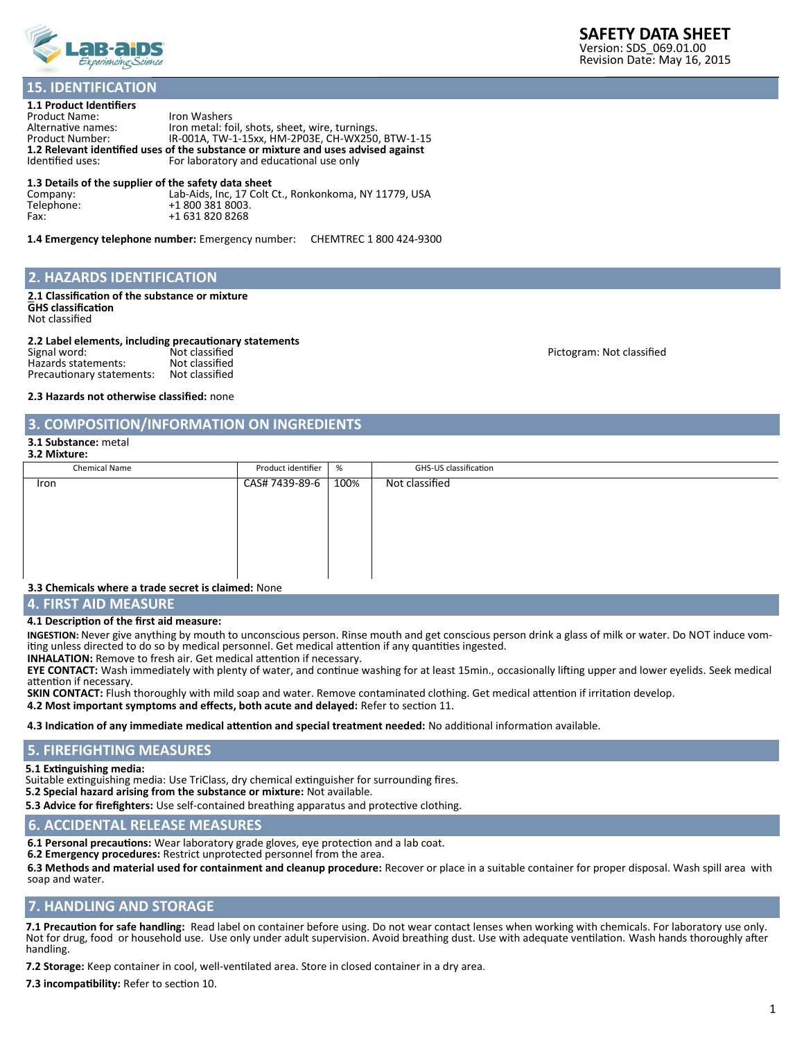# SAFETY DATA SHEET

Version: SDS_069.01.00
Revision Date: May 16, 2015

## 15. IDENTIFICATION

**1.1 Product Identifiers**

Product Name: Iron Washers
Alternative names: Iron metal: foil, shots, sheet, wire, turnings.
Product Number: IR-001A, TW-1-15xx, HM-2P03E, CH-WX250, BTW-1-15

**1.2 Relevant identified uses of the substance or mixture and uses advised against**

Identified uses: For laboratory and educational use only

**1.3 Details of the supplier of the safety data sheet**

Company: Lab-Aids, Inc, 17 Colt Ct., Ronkonkoma, NY 11779, USA
Telephone: +1 800 381 8003.
Fax: +1 631 820 8268

**1.4 Emergency telephone number:** Emergency number: CHEMTREC 1 800 424-9300

## 2. HAZARDS IDENTIFICATION

**2.1 Classification of the substance or mixture**

**GHS classification**

Not classified

**2.2 Label elements, including precautionary statements**

Signal word: Not classified
Hazards statements: Not classified
Precautionary statements: Not classified

Pictogram: Not classified

**2.3 Hazards not otherwise classified:** none

## 3. COMPOSITION/INFORMATION ON INGREDIENTS

**3.1 Substance:** metal

**3.2 Mixture:**

| Chemical Name | Product identifier | % | GHS-US classification |
|---|---|---|---|
| Iron | CAS# 7439-89-6 | 100% | Not classified |

**3.3 Chemicals where a trade secret is claimed:** None

## 4. FIRST AID MEASURE

**4.1 Description of the first aid measure:**

**INGESTION:** Never give anything by mouth to unconscious person. Rinse mouth and get conscious person drink a glass of milk or water. Do NOT induce vomiting unless directed to do so by medical personnel. Get medical attention if any quantities ingested.

**INHALATION:** Remove to fresh air. Get medical attention if necessary.

**EYE CONTACT:** Wash immediately with plenty of water, and continue washing for at least 15min., occasionally lifting upper and lower eyelids. Seek medical attention if necessary.

**SKIN CONTACT:** Flush thoroughly with mild soap and water. Remove contaminated clothing. Get medical attention if irritation develop.

**4.2 Most important symptoms and effects, both acute and delayed:** Refer to section 11.

**4.3 Indication of any immediate medical attention and special treatment needed:** No additional information available.

## 5. FIREFIGHTING MEASURES

**5.1 Extinguishing media:**

Suitable extinguishing media: Use TriClass, dry chemical extinguisher for surrounding fires.

**5.2 Special hazard arising from the substance or mixture:** Not available.

**5.3 Advice for firefighters:** Use self-contained breathing apparatus and protective clothing.

## 6. ACCIDENTAL RELEASE MEASURES

**6.1 Personal precautions:** Wear laboratory grade gloves, eye protection and a lab coat.

**6.2 Emergency procedures:** Restrict unprotected personnel from the area.

**6.3 Methods and material used for containment and cleanup procedure:** Recover or place in a suitable container for proper disposal. Wash spill area with soap and water.

## 7. HANDLING AND STORAGE

**7.1 Precaution for safe handling:** Read label on container before using. Do not wear contact lenses when working with chemicals. For laboratory use only. Not for drug, food or household use. Use only under adult supervision. Avoid breathing dust. Use with adequate ventilation. Wash hands thoroughly after handling.

**7.2 Storage:** Keep container in cool, well-ventilated area. Store in closed container in a dry area.

**7.3 incompatibility:** Refer to section 10.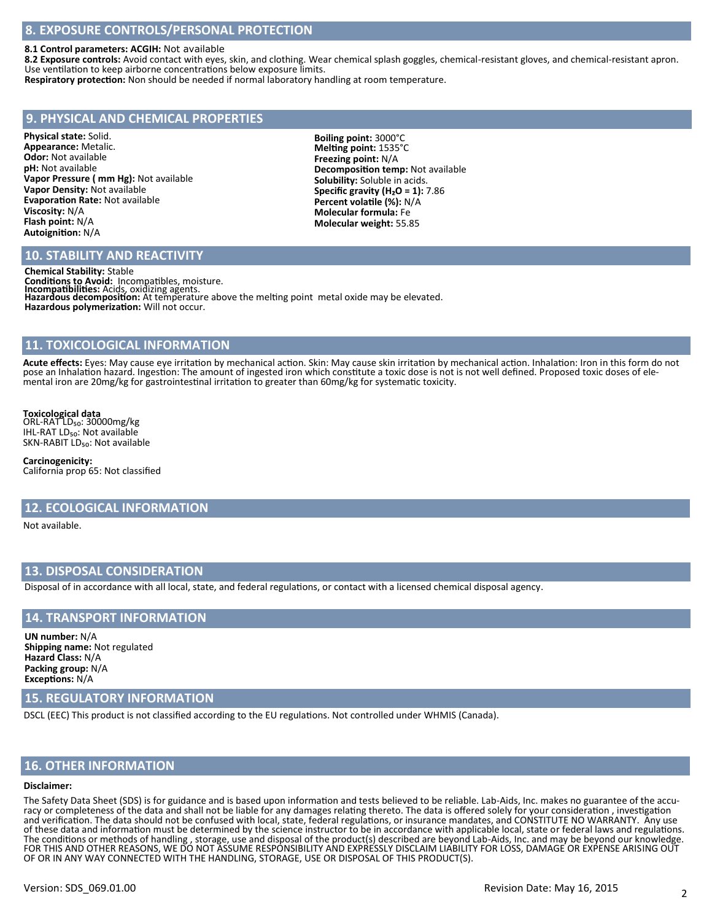## 8. EXPOSURE CONTROLS/PERSONAL PROTECTION

**8.1 Control parameters: ACGIH:** Not available
**8.2 Exposure controls:** Avoid contact with eyes, skin, and clothing. Wear chemical splash goggles, chemical-resistant gloves, and chemical-resistant apron. Use ventilation to keep airborne concentrations below exposure limits.
**Respiratory protection:** Non should be needed if normal laboratory handling at room temperature.

## 9. PHYSICAL AND CHEMICAL PROPERTIES

**Physical state:** Solid.
**Appearance:** Metalic.
**Odor:** Not available
**pH:** Not available
**Vapor Pressure ( mm Hg):** Not available
**Vapor Density:** Not available
**Evaporation Rate:** Not available
**Viscosity:** N/A
**Flash point:** N/A
**Autoignition:** N/A
**Boiling point:** 3000°C
**Melting point:** 1535°C
**Freezing point:** N/A
**Decomposition temp:** Not available
**Solubility:** Soluble in acids.
**Specific gravity ($H_2O$ = 1):** 7.86
**Percent volatile (%):** N/A
**Molecular formula:** Fe
**Molecular weight:** 55.85

## 10. STABILITY AND REACTIVITY

**Chemical Stability:** Stable
**Conditions to Avoid:** Incompatibles, moisture.
**Incompatibilities:** Acids, oxidizing agents.
**Hazardous decomposition:** At temperature above the melting point metal oxide may be elevated.
**Hazardous polymerization:** Will not occur.

## 11. TOXICOLOGICAL INFORMATION

**Acute effects:** Eyes: May cause eye irritation by mechanical action. Skin: May cause skin irritation by mechanical action. Inhalation: Iron in this form do not pose an Inhalation hazard. Ingestion: The amount of ingested iron which constitute a toxic dose is not is not well defined. Proposed toxic doses of elemental iron are 20mg/kg for gastrointestinal irritation to greater than 60mg/kg for systematic toxicity.

**Toxicological data**
ORL-RAT $LD_{50}$: 30000mg/kg
IHL-RAT $LD_{50}$: Not available
SKN-RABIT $LD_{50}$: Not available

**Carcinogenicity:**
California prop 65: Not classified

## 12. ECOLOGICAL INFORMATION

Not available.

## 13. DISPOSAL CONSIDERATION

Disposal of in accordance with all local, state, and federal regulations, or contact with a licensed chemical disposal agency.

## 14. TRANSPORT INFORMATION

**UN number:** N/A
**Shipping name:** Not regulated
**Hazard Class:** N/A
**Packing group:** N/A
**Exceptions:** N/A

## 15. REGULATORY INFORMATION

DSCL (EEC) This product is not classified according to the EU regulations. Not controlled under WHMIS (Canada).

## 16. OTHER INFORMATION

**Disclaimer:**

The Safety Data Sheet (SDS) is for guidance and is based upon information and tests believed to be reliable. Lab-Aids, Inc. makes no guarantee of the accuracy or completeness of the data and shall not be liable for any damages relating thereto. The data is offered solely for your consideration , investigation and verification. The data should not be confused with local, state, federal regulations, or insurance mandates, and CONSTITUTE NO WARRANTY. Any use of these data and information must be determined by the science instructor to be in accordance with applicable local, state or federal laws and regulations. The conditions or methods of handling , storage, use and disposal of the product(s) described are beyond Lab-Aids, Inc. and may be beyond our knowledge. FOR THIS AND OTHER REASONS, WE DO NOT ASSUME RESPONSIBILITY AND EXPRESSLY DISCLAIM LIABILITY FOR LOSS, DAMAGE OR EXPENSE ARISING OUT OF OR IN ANY WAY CONNECTED WITH THE HANDLING, STORAGE, USE OR DISPOSAL OF THIS PRODUCT(S).

Version: SDS_069.01.00 Revision Date: May 16, 2015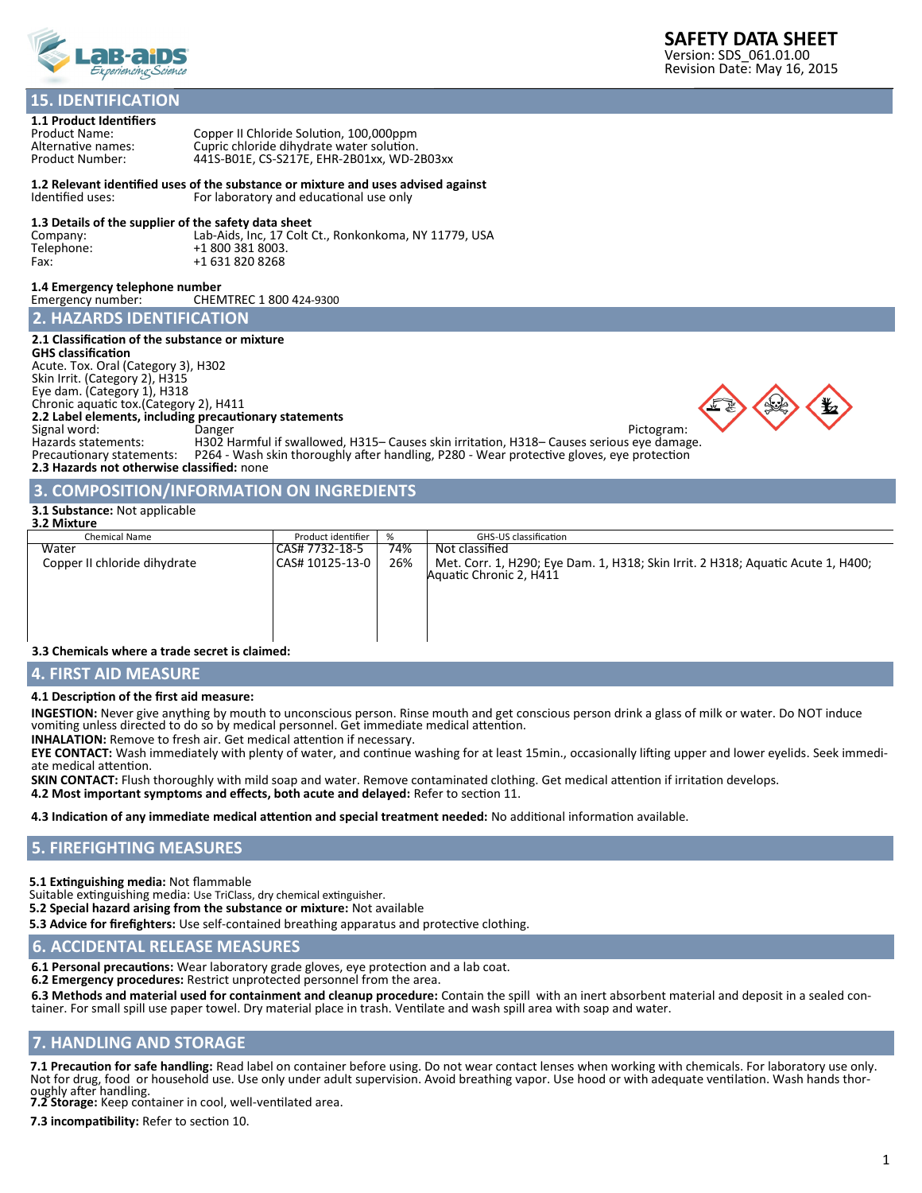**SAFETY DATA SHEET**
Version: SDS_061.01.00
Revision Date: May 16, 2015

## 15. IDENTIFICATION

**1.1 Product Identifiers**

Product Name: Copper II Chloride Solution, 100,000ppm
Alternative names: Cupric chloride dihydrate water solution.
Product Number: 441S-B01E, CS-S217E, EHR-2B01xx, WD-2B03xx

**1.2 Relevant identified uses of the substance or mixture and uses advised against**

Identified uses: For laboratory and educational use only

**1.3 Details of the supplier of the safety data sheet**

Company: Lab-Aids, Inc, 17 Colt Ct., Ronkonkoma, NY 11779, USA
Telephone: +1 800 381 8003.
Fax: +1 631 820 8268

**1.4 Emergency telephone number**

Emergency number: CHEMTREC 1 800 424-9300

## 2. HAZARDS IDENTIFICATION

**2.1 Classification of the substance or mixture**

**GHS classification**

Acute. Tox. Oral (Category 3), H302
Skin Irrit. (Category 2), H315
Eye dam. (Category 1), H318
Chronic aquatic tox.(Category 2), H411

**2.2 Label elements, including precautionary statements**

Signal word: Danger
Pictogram:
Hazards statements: H302 Harmful if swallowed, H315– Causes skin irritation, H318– Causes serious eye damage.
Precautionary statements: P264 - Wash skin thoroughly after handling, P280 - Wear protective gloves, eye protection

**2.3 Hazards not otherwise classified:** none

## 3. COMPOSITION/INFORMATION ON INGREDIENTS

**3.1 Substance:** Not applicable

**3.2 Mixture**

| Chemical Name | Product identifier | % | GHS-US classification |
|---|---|---|---|
| Water | CAS# 7732-18-5 | 74% | Not classified |
| Copper II chloride dihydrate | CAS# 10125-13-0 | 26% | Met. Corr. 1, H290; Eye Dam. 1, H318; Skin Irrit. 2 H318; Aquatic Acute 1, H400; Aquatic Chronic 2, H411 |

**3.3 Chemicals where a trade secret is claimed:**

## 4. FIRST AID MEASURE

**4.1 Description of the first aid measure:**

**INGESTION:** Never give anything by mouth to unconscious person. Rinse mouth and get conscious person drink a glass of milk or water. Do NOT induce vomiting unless directed to do so by medical personnel. Get immediate medical attention.

**INHALATION:** Remove to fresh air. Get medical attention if necessary.

**EYE CONTACT:** Wash immediately with plenty of water, and continue washing for at least 15min., occasionally lifting upper and lower eyelids. Seek immediate medical attention.

**SKIN CONTACT:** Flush thoroughly with mild soap and water. Remove contaminated clothing. Get medical attention if irritation develops.

**4.2 Most important symptoms and effects, both acute and delayed:** Refer to section 11.

**4.3 Indication of any immediate medical attention and special treatment needed:** No additional information available.

## 5. FIREFIGHTING MEASURES

**5.1 Extinguishing media:** Not flammable
Suitable extinguishing media: Use TriClass, dry chemical extinguisher.

**5.2 Special hazard arising from the substance or mixture:** Not available

**5.3 Advice for firefighters:** Use self-contained breathing apparatus and protective clothing.

## 6. ACCIDENTAL RELEASE MEASURES

**6.1 Personal precautions:** Wear laboratory grade gloves, eye protection and a lab coat.

**6.2 Emergency procedures:** Restrict unprotected personnel from the area.

**6.3 Methods and material used for containment and cleanup procedure:** Contain the spill with an inert absorbent material and deposit in a sealed container. For small spill use paper towel. Dry material place in trash. Ventilate and wash spill area with soap and water.

## 7. HANDLING AND STORAGE

**7.1 Precaution for safe handling:** Read label on container before using. Do not wear contact lenses when working with chemicals. For laboratory use only. Not for drug, food or household use. Use only under adult supervision. Avoid breathing vapor. Use hood or with adequate ventilation. Wash hands thoroughly after handling.

**7.2 Storage:** Keep container in cool, well-ventilated area.

**7.3 incompatibility:** Refer to section 10.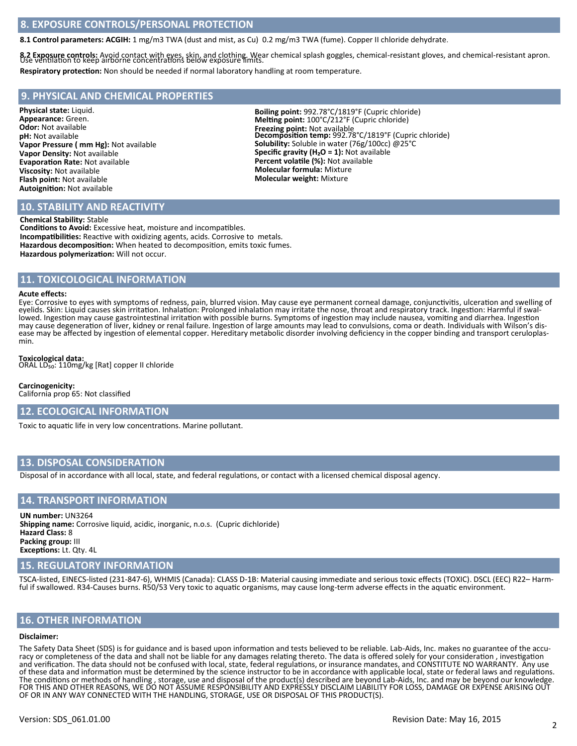## 8. EXPOSURE CONTROLS/PERSONAL PROTECTION

**8.1 Control parameters: ACGIH:** 1 mg/m3 TWA (dust and mist, as Cu) 0.2 mg/m3 TWA (fume). Copper II chloride dehydrate.

**8.2 Exposure controls:** Avoid contact with eyes, skin, and clothing. Wear chemical splash goggles, chemical-resistant gloves, and chemical-resistant apron. Use ventilation to keep airborne concentrations below exposure limits.

**Respiratory protection:** Non should be needed if normal laboratory handling at room temperature.

## 9. PHYSICAL AND CHEMICAL PROPERTIES

**Physical state:** Liquid.
**Appearance:** Green.
**Odor:** Not available
**pH:** Not available
**Vapor Pressure ( mm Hg):** Not available
**Vapor Density:** Not available
**Evaporation Rate:** Not available
**Viscosity:** Not available
**Flash point:** Not available
**Autoignition:** Not available

**Boiling point:** 992.78°C/1819°F (Cupric chloride)
**Melting point:** 100°C/212°F (Cupric chloride)
**Freezing point:** Not available
**Decomposition temp:** 992.78°C/1819°F (Cupric chloride)
**Solubility:** Soluble in water (76g/100cc) @25°C
**Specific gravity ($H_2O$ = 1):** Not available
**Percent volatile (%):** Not available
**Molecular formula:** Mixture
**Molecular weight:** Mixture

## 10. STABILITY AND REACTIVITY

**Chemical Stability:** Stable
**Conditions to Avoid:** Excessive heat, moisture and incompatibles.
**Incompatibilities:** Reactive with oxidizing agents, acids. Corrosive to metals.
**Hazardous decomposition:** When heated to decomposition, emits toxic fumes.
**Hazardous polymerization:** Will not occur.

## 11. TOXICOLOGICAL INFORMATION

**Acute effects:**
Eye: Corrosive to eyes with symptoms of redness, pain, blurred vision. May cause eye permanent corneal damage, conjunctivitis, ulceration and swelling of eyelids. Skin: Liquid causes skin irritation. Inhalation: Prolonged inhalation may irritate the nose, throat and respiratory track. Ingestion: Harmful if swallowed. Ingestion may cause gastrointestinal irritation with possible burns. Symptoms of ingestion may include nausea, vomiting and diarrhea. Ingestion may cause degeneration of liver, kidney or renal failure. Ingestion of large amounts may lead to convulsions, coma or death. Individuals with Wilson's disease may be affected by ingestion of elemental copper. Hereditary metabolic disorder involving deficiency in the copper binding and transport ceruloplasmin.

**Toxicological data:**
ORAL $LD_{50}$: 110mg/kg [Rat] copper II chloride

**Carcinogenicity:**
California prop 65: Not classified

## 12. ECOLOGICAL INFORMATION

Toxic to aquatic life in very low concentrations. Marine pollutant.

## 13. DISPOSAL CONSIDERATION

Disposal of in accordance with all local, state, and federal regulations, or contact with a licensed chemical disposal agency.

## 14. TRANSPORT INFORMATION

**UN number:** UN3264
**Shipping name:** Corrosive liquid, acidic, inorganic, n.o.s. (Cupric dichloride)
**Hazard Class:** 8
**Packing group:** III
**Exceptions:** Lt. Qty. 4L

## 15. REGULATORY INFORMATION

TSCA-listed, EINECS-listed (231-847-6), WHMIS (Canada): CLASS D-1B: Material causing immediate and serious toxic effects (TOXIC). DSCL (EEC) R22– Harmful if swallowed. R34-Causes burns. R50/53 Very toxic to aquatic organisms, may cause long-term adverse effects in the aquatic environment.

## 16. OTHER INFORMATION

**Disclaimer:**

The Safety Data Sheet (SDS) is for guidance and is based upon information and tests believed to be reliable. Lab-Aids, Inc. makes no guarantee of the accuracy or completeness of the data and shall not be liable for any damages relating thereto. The data is offered solely for your consideration , investigation and verification. The data should not be confused with local, state, federal regulations, or insurance mandates, and CONSTITUTE NO WARRANTY. Any use of these data and information must be determined by the science instructor to be in accordance with applicable local, state or federal laws and regulations. The conditions or methods of handling , storage, use and disposal of the product(s) described are beyond Lab-Aids, Inc. and may be beyond our knowledge. FOR THIS AND OTHER REASONS, WE DO NOT ASSUME RESPONSIBILITY AND EXPRESSLY DISCLAIM LIABILITY FOR LOSS, DAMAGE OR EXPENSE ARISING OUT OF OR IN ANY WAY CONNECTED WITH THE HANDLING, STORAGE, USE OR DISPOSAL OF THIS PRODUCT(S).

Version: SDS_061.01.00 Revision Date: May 16, 2015